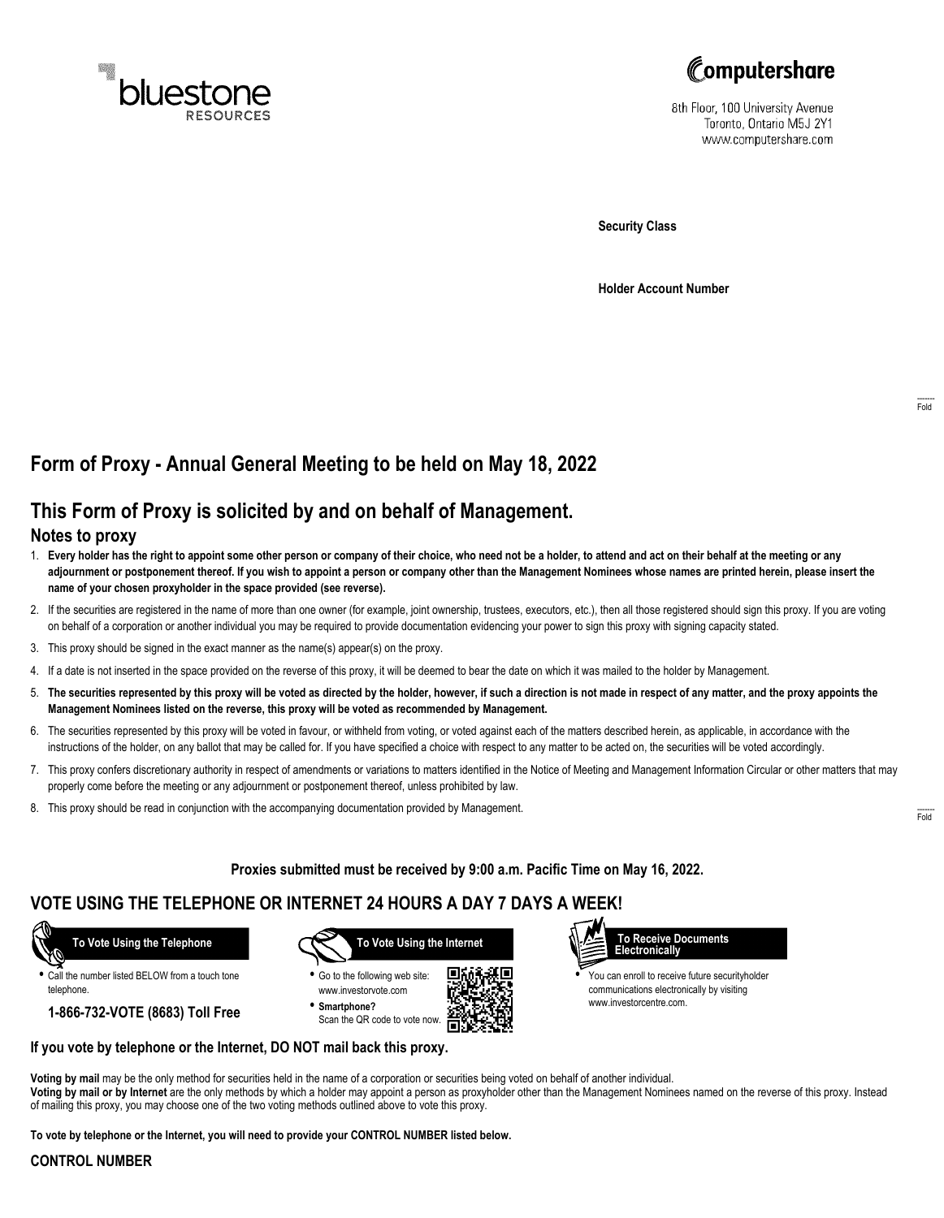bluestone RESOURCES

Computershare

8th Floor, 100 University Avenue
Toronto, Ontario M5J 2Y1
www.computershare.com

**Security Class**

**Holder Account Number**

Fold

# Form of Proxy - Annual General Meeting to be held on May 18, 2022

## This Form of Proxy is solicited by and on behalf of Management.

### Notes to proxy

1. **Every holder has the right to appoint some other person or company of their choice, who need not be a holder, to attend and act on their behalf at the meeting or any adjournment or postponement thereof. If you wish to appoint a person or company other than the Management Nominees whose names are printed herein, please insert the name of your chosen proxyholder in the space provided (see reverse).**
2. If the securities are registered in the name of more than one owner (for example, joint ownership, trustees, executors, etc.), then all those registered should sign this proxy. If you are voting on behalf of a corporation or another individual you may be required to provide documentation evidencing your power to sign this proxy with signing capacity stated.
3. This proxy should be signed in the exact manner as the name(s) appear(s) on the proxy.
4. If a date is not inserted in the space provided on the reverse of this proxy, it will be deemed to bear the date on which it was mailed to the holder by Management.
5. **The securities represented by this proxy will be voted as directed by the holder, however, if such a direction is not made in respect of any matter, and the proxy appoints the Management Nominees listed on the reverse, this proxy will be voted as recommended by Management.**
6. The securities represented by this proxy will be voted in favour, or withheld from voting, or voted against each of the matters described herein, as applicable, in accordance with the instructions of the holder, on any ballot that may be called for. If you have specified a choice with respect to any matter to be acted on, the securities will be voted accordingly.
7. This proxy confers discretionary authority in respect of amendments or variations to matters identified in the Notice of Meeting and Management Information Circular or other matters that may properly come before the meeting or any adjournment or postponement thereof, unless prohibited by law.
8. This proxy should be read in conjunction with the accompanying documentation provided by Management.

Fold

**Proxies submitted must be received by 9:00 a.m. Pacific Time on May 16, 2022.**

## VOTE USING THE TELEPHONE OR INTERNET 24 HOURS A DAY 7 DAYS A WEEK!

**To Vote Using the Telephone**

- Call the number listed BELOW from a touch tone telephone.

**1-866-732-VOTE (8683) Toll Free**

**To Vote Using the Internet**

- Go to the following web site: www.investorvote.com
- **Smartphone?** Scan the QR code to vote now.

**To Receive Documents Electronically**

- You can enroll to receive future securityholder communications electronically by visiting www.investorcentre.com.

**If you vote by telephone or the Internet, DO NOT mail back this proxy.**

**Voting by mail** may be the only method for securities held in the name of a corporation or securities being voted on behalf of another individual.
**Voting by mail or by Internet** are the only methods by which a holder may appoint a person as proxyholder other than the Management Nominees named on the reverse of this proxy. Instead of mailing this proxy, you may choose one of the two voting methods outlined above to vote this proxy.

**To vote by telephone or the Internet, you will need to provide your CONTROL NUMBER listed below.**

**CONTROL NUMBER**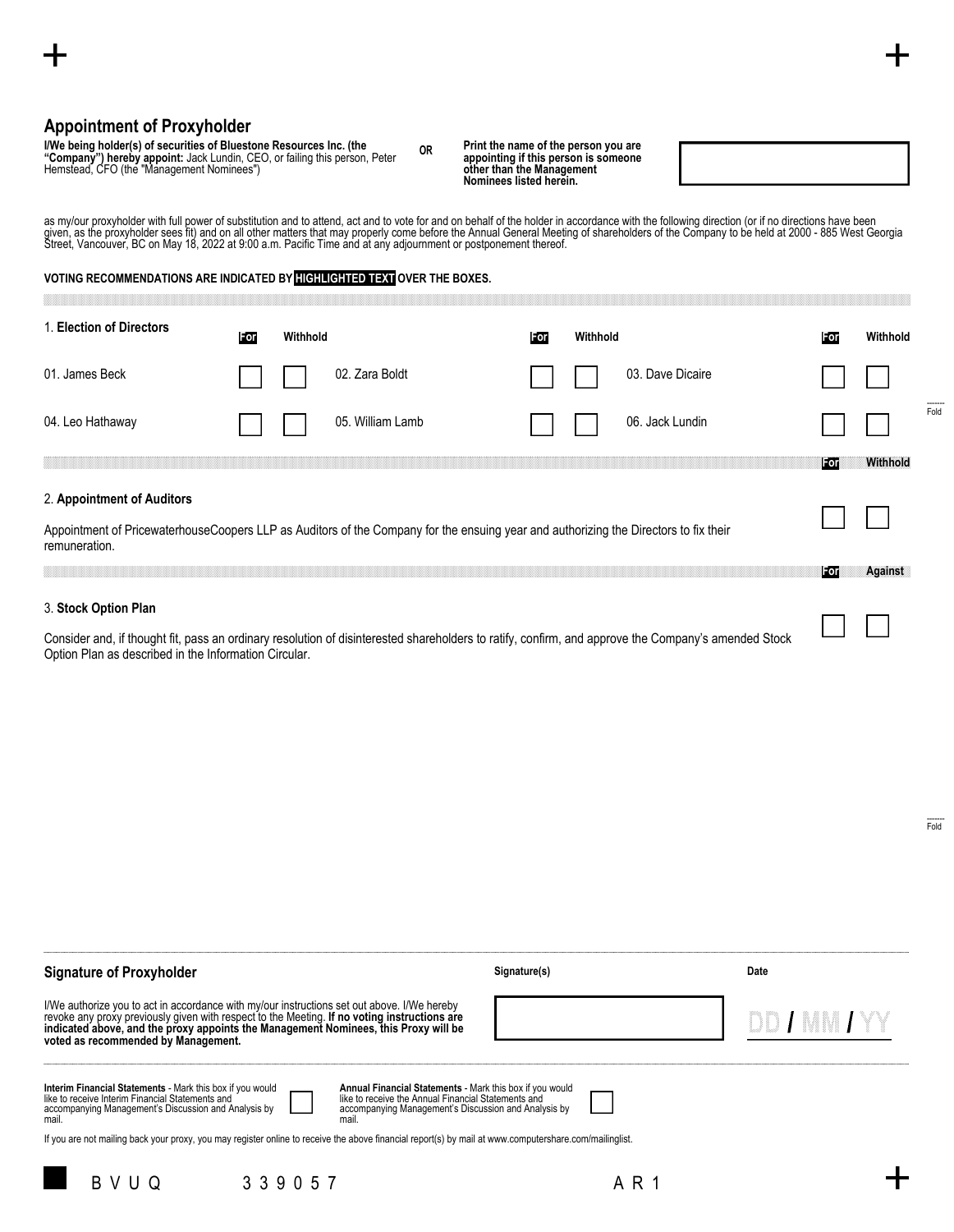## Appointment of Proxyholder

**I/We being holder(s) of securities of Bluestone Resources Inc. (the "Company") hereby appoint:** Jack Lundin, CEO, or failing this person, Peter Hemstead, CFO (the "Management Nominees")

**OR**

**Print the name of the person you are appointing if this person is someone other than the Management Nominees listed herein.**

as my/our proxyholder with full power of substitution and to attend, act and to vote for and on behalf of the holder in accordance with the following direction (or if no directions have been given, as the proxyholder sees fit) and on all other matters that may properly come before the Annual General Meeting of shareholders of the Company to be held at 2000 - 885 West Georgia Street, Vancouver, BC on May 18, 2022 at 9:00 a.m. Pacific Time and at any adjournment or postponement thereof.

**VOTING RECOMMENDATIONS ARE INDICATED BY HIGHLIGHTED TEXT OVER THE BOXES.**

### 1. Election of Directors

| | For | Withhold | | For | Withhold | | For | Withhold |
|---|---|---|---|---|---|---|---|---|
| 01. James Beck | ☐ | ☐ | 02. Zara Boldt | ☐ | ☐ | 03. Dave Dicaire | ☐ | ☐ |
| 04. Leo Hathaway | ☐ | ☐ | 05. William Lamb | ☐ | ☐ | 06. Jack Lundin | ☐ | ☐ |

### 2. Appointment of Auditors

| | For | Withhold |
|---|---|---|
| Appointment of PricewaterhouseCoopers LLP as Auditors of the Company for the ensuing year and authorizing the Directors to fix their remuneration. | ☐ | ☐ |

### 3. Stock Option Plan

| | For | Against |
|---|---|---|
| Consider and, if thought fit, pass an ordinary resolution of disinterested shareholders to ratify, confirm, and approve the Company's amended Stock Option Plan as described in the Information Circular. | ☐ | ☐ |

## Signature of Proxyholder

I/We authorize you to act in accordance with my/our instructions set out above. I/We hereby revoke any proxy previously given with respect to the Meeting. **If no voting instructions are indicated above, and the proxy appoints the Management Nominees, this Proxy will be voted as recommended by Management.**

**Signature(s)**

**Date**

DD / MM / YY

**Interim Financial Statements** - Mark this box if you would like to receive Interim Financial Statements and accompanying Management's Discussion and Analysis by mail. ☐

**Annual Financial Statements** - Mark this box if you would like to receive the Annual Financial Statements and accompanying Management's Discussion and Analysis by mail. ☐

If you are not mailing back your proxy, you may register online to receive the above financial report(s) by mail at www.computershare.com/mailinglist.

B V U Q 3 3 9 0 5 7 A R 1